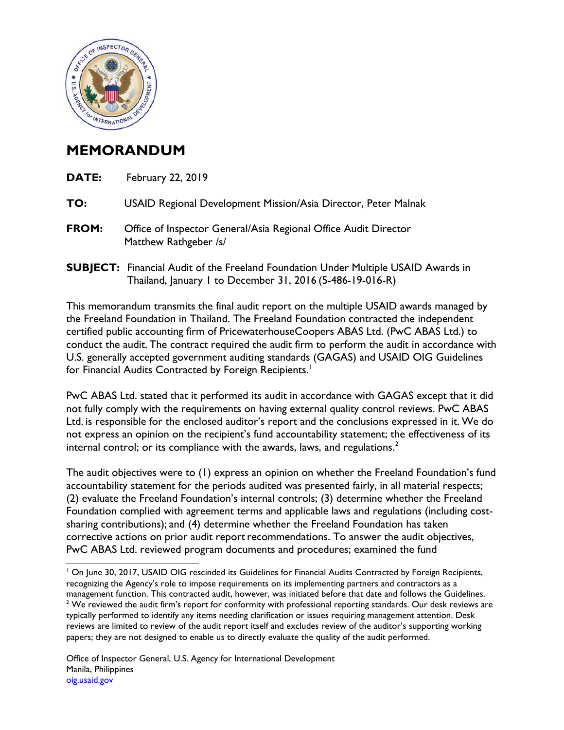# MEMORANDUM

**DATE:** February 22, 2019

**TO:** USAID Regional Development Mission/Asia Director, Peter Malnak

**FROM:** Office of Inspector General/Asia Regional Office Audit Director Matthew Rathgeber /s/

**SUBJECT:** Financial Audit of the Freeland Foundation Under Multiple USAID Awards in Thailand, January 1 to December 31, 2016 (5-486-19-016-R)

This memorandum transmits the final audit report on the multiple USAID awards managed by the Freeland Foundation in Thailand. The Freeland Foundation contracted the independent certified public accounting firm of PricewaterhouseCoopers ABAS Ltd. (PwC ABAS Ltd.) to conduct the audit. The contract required the audit firm to perform the audit in accordance with U.S. generally accepted government auditing standards (GAGAS) and USAID OIG Guidelines for Financial Audits Contracted by Foreign Recipients.[1]

PwC ABAS Ltd. stated that it performed its audit in accordance with GAGAS except that it did not fully comply with the requirements on having external quality control reviews. PwC ABAS Ltd. is responsible for the enclosed auditor's report and the conclusions expressed in it. We do not express an opinion on the recipient's fund accountability statement; the effectiveness of its internal control; or its compliance with the awards, laws, and regulations.[2]

The audit objectives were to (1) express an opinion on whether the Freeland Foundation's fund accountability statement for the periods audited was presented fairly, in all material respects; (2) evaluate the Freeland Foundation's internal controls; (3) determine whether the Freeland Foundation complied with agreement terms and applicable laws and regulations (including cost-sharing contributions); and (4) determine whether the Freeland Foundation has taken corrective actions on prior audit report recommendations. To answer the audit objectives, PwC ABAS Ltd. reviewed program documents and procedures; examined the fund

[1] On June 30, 2017, USAID OIG rescinded its Guidelines for Financial Audits Contracted by Foreign Recipients, recognizing the Agency's role to impose requirements on its implementing partners and contractors as a management function. This contracted audit, however, was initiated before that date and follows the Guidelines.

[2] We reviewed the audit firm's report for conformity with professional reporting standards. Our desk reviews are typically performed to identify any items needing clarification or issues requiring management attention. Desk reviews are limited to review of the audit report itself and excludes review of the auditor's supporting working papers; they are not designed to enable us to directly evaluate the quality of the audit performed.

Office of Inspector General, U.S. Agency for International Development
Manila, Philippines
oig.usaid.gov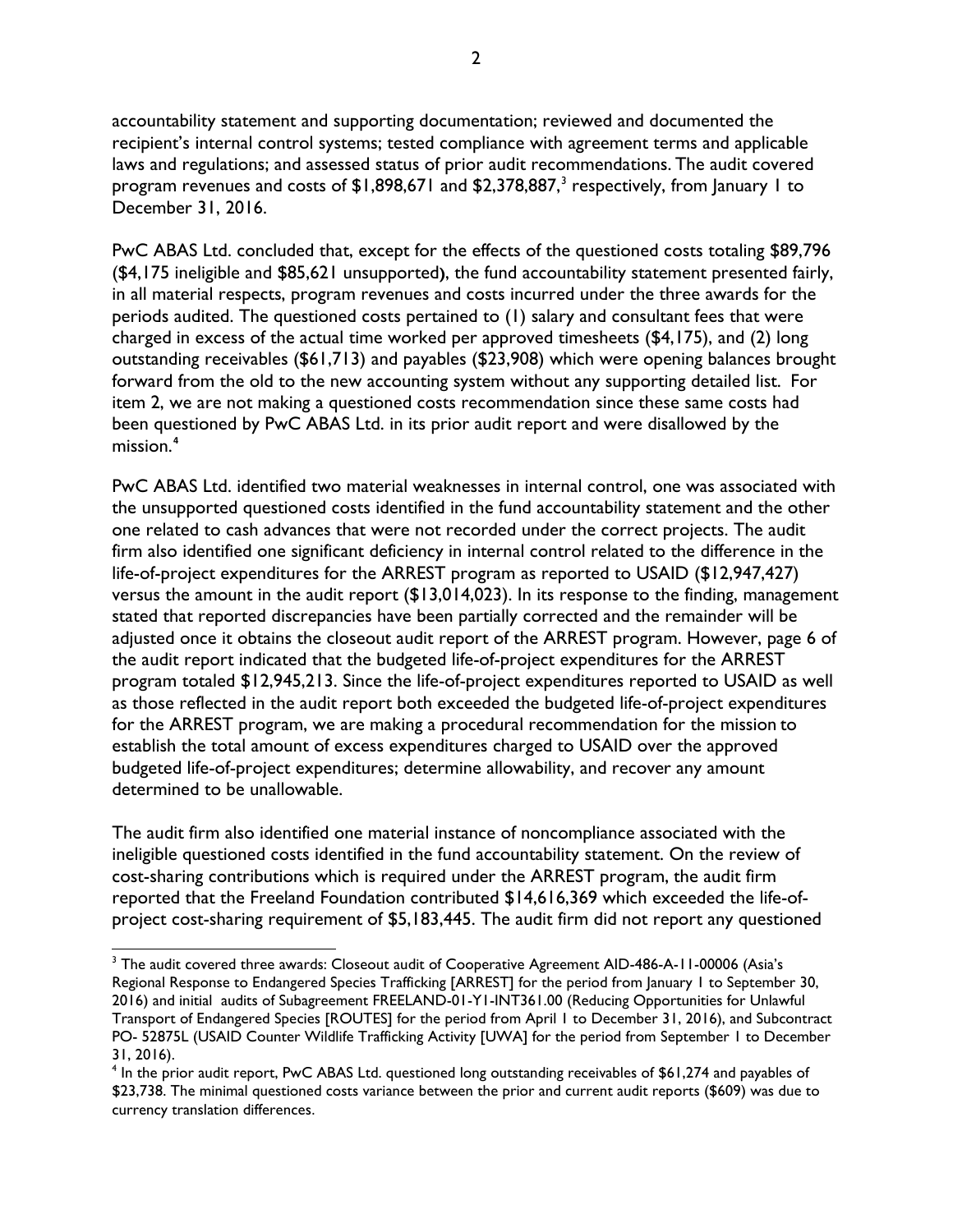accountability statement and supporting documentation; reviewed and documented the recipient's internal control systems; tested compliance with agreement terms and applicable laws and regulations; and assessed status of prior audit recommendations. The audit covered program revenues and costs of $1,898,671 and $2,378,887,[3] respectively, from January 1 to December 31, 2016.

PwC ABAS Ltd. concluded that, except for the effects of the questioned costs totaling $89,796 ($4,175 ineligible and $85,621 unsupported), the fund accountability statement presented fairly, in all material respects, program revenues and costs incurred under the three awards for the periods audited. The questioned costs pertained to (1) salary and consultant fees that were charged in excess of the actual time worked per approved timesheets ($4,175), and (2) long outstanding receivables ($61,713) and payables ($23,908) which were opening balances brought forward from the old to the new accounting system without any supporting detailed list. For item 2, we are not making a questioned costs recommendation since these same costs had been questioned by PwC ABAS Ltd. in its prior audit report and were disallowed by the mission.[4]

PwC ABAS Ltd. identified two material weaknesses in internal control, one was associated with the unsupported questioned costs identified in the fund accountability statement and the other one related to cash advances that were not recorded under the correct projects. The audit firm also identified one significant deficiency in internal control related to the difference in the life-of-project expenditures for the ARREST program as reported to USAID ($12,947,427) versus the amount in the audit report ($13,014,023). In its response to the finding, management stated that reported discrepancies have been partially corrected and the remainder will be adjusted once it obtains the closeout audit report of the ARREST program. However, page 6 of the audit report indicated that the budgeted life-of-project expenditures for the ARREST program totaled $12,945,213. Since the life-of-project expenditures reported to USAID as well as those reflected in the audit report both exceeded the budgeted life-of-project expenditures for the ARREST program, we are making a procedural recommendation for the mission to establish the total amount of excess expenditures charged to USAID over the approved budgeted life-of-project expenditures; determine allowability, and recover any amount determined to be unallowable.

The audit firm also identified one material instance of noncompliance associated with the ineligible questioned costs identified in the fund accountability statement. On the review of cost-sharing contributions which is required under the ARREST program, the audit firm reported that the Freeland Foundation contributed $14,616,369 which exceeded the life-of-project cost-sharing requirement of $5,183,445. The audit firm did not report any questioned

---

[3] The audit covered three awards: Closeout audit of Cooperative Agreement AID-486-A-11-00006 (Asia's Regional Response to Endangered Species Trafficking [ARREST] for the period from January 1 to September 30, 2016) and initial audits of Subagreement FREELAND-01-Y1-INT361.00 (Reducing Opportunities for Unlawful Transport of Endangered Species [ROUTES] for the period from April 1 to December 31, 2016), and Subcontract PO- 52875L (USAID Counter Wildlife Trafficking Activity [UWA] for the period from September 1 to December 31, 2016).

[4] In the prior audit report, PwC ABAS Ltd. questioned long outstanding receivables of $61,274 and payables of $23,738. The minimal questioned costs variance between the prior and current audit reports ($609) was due to currency translation differences.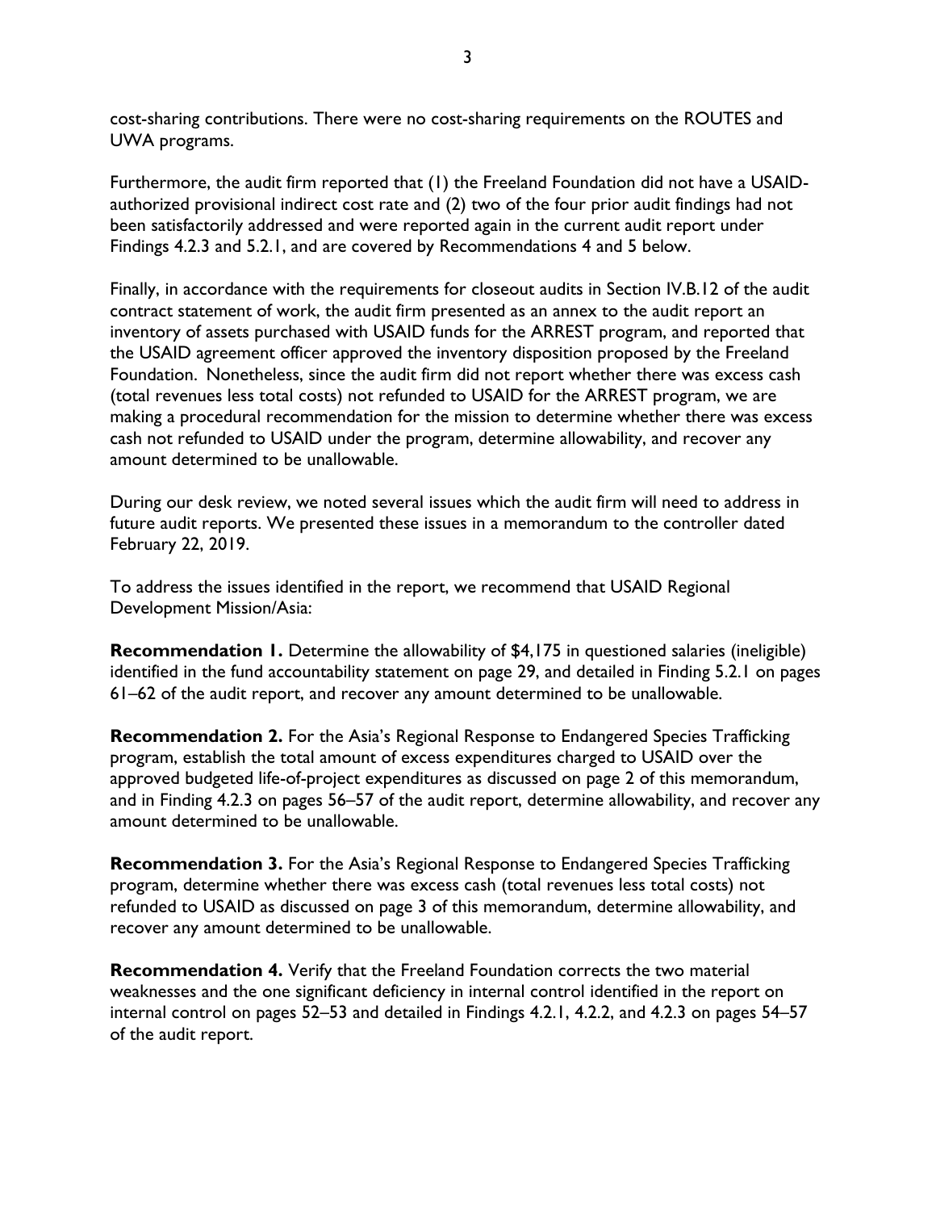cost-sharing contributions. There were no cost-sharing requirements on the ROUTES and UWA programs.

Furthermore, the audit firm reported that (1) the Freeland Foundation did not have a USAID-authorized provisional indirect cost rate and (2) two of the four prior audit findings had not been satisfactorily addressed and were reported again in the current audit report under Findings 4.2.3 and 5.2.1, and are covered by Recommendations 4 and 5 below.

Finally, in accordance with the requirements for closeout audits in Section IV.B.12 of the audit contract statement of work, the audit firm presented as an annex to the audit report an inventory of assets purchased with USAID funds for the ARREST program, and reported that the USAID agreement officer approved the inventory disposition proposed by the Freeland Foundation. Nonetheless, since the audit firm did not report whether there was excess cash (total revenues less total costs) not refunded to USAID for the ARREST program, we are making a procedural recommendation for the mission to determine whether there was excess cash not refunded to USAID under the program, determine allowability, and recover any amount determined to be unallowable.

During our desk review, we noted several issues which the audit firm will need to address in future audit reports. We presented these issues in a memorandum to the controller dated February 22, 2019.

To address the issues identified in the report, we recommend that USAID Regional Development Mission/Asia:

**Recommendation 1.** Determine the allowability of $4,175 in questioned salaries (ineligible) identified in the fund accountability statement on page 29, and detailed in Finding 5.2.1 on pages 61–62 of the audit report, and recover any amount determined to be unallowable.

**Recommendation 2.** For the Asia's Regional Response to Endangered Species Trafficking program, establish the total amount of excess expenditures charged to USAID over the approved budgeted life-of-project expenditures as discussed on page 2 of this memorandum, and in Finding 4.2.3 on pages 56–57 of the audit report, determine allowability, and recover any amount determined to be unallowable.

**Recommendation 3.** For the Asia's Regional Response to Endangered Species Trafficking program, determine whether there was excess cash (total revenues less total costs) not refunded to USAID as discussed on page 3 of this memorandum, determine allowability, and recover any amount determined to be unallowable.

**Recommendation 4.** Verify that the Freeland Foundation corrects the two material weaknesses and the one significant deficiency in internal control identified in the report on internal control on pages 52–53 and detailed in Findings 4.2.1, 4.2.2, and 4.2.3 on pages 54–57 of the audit report.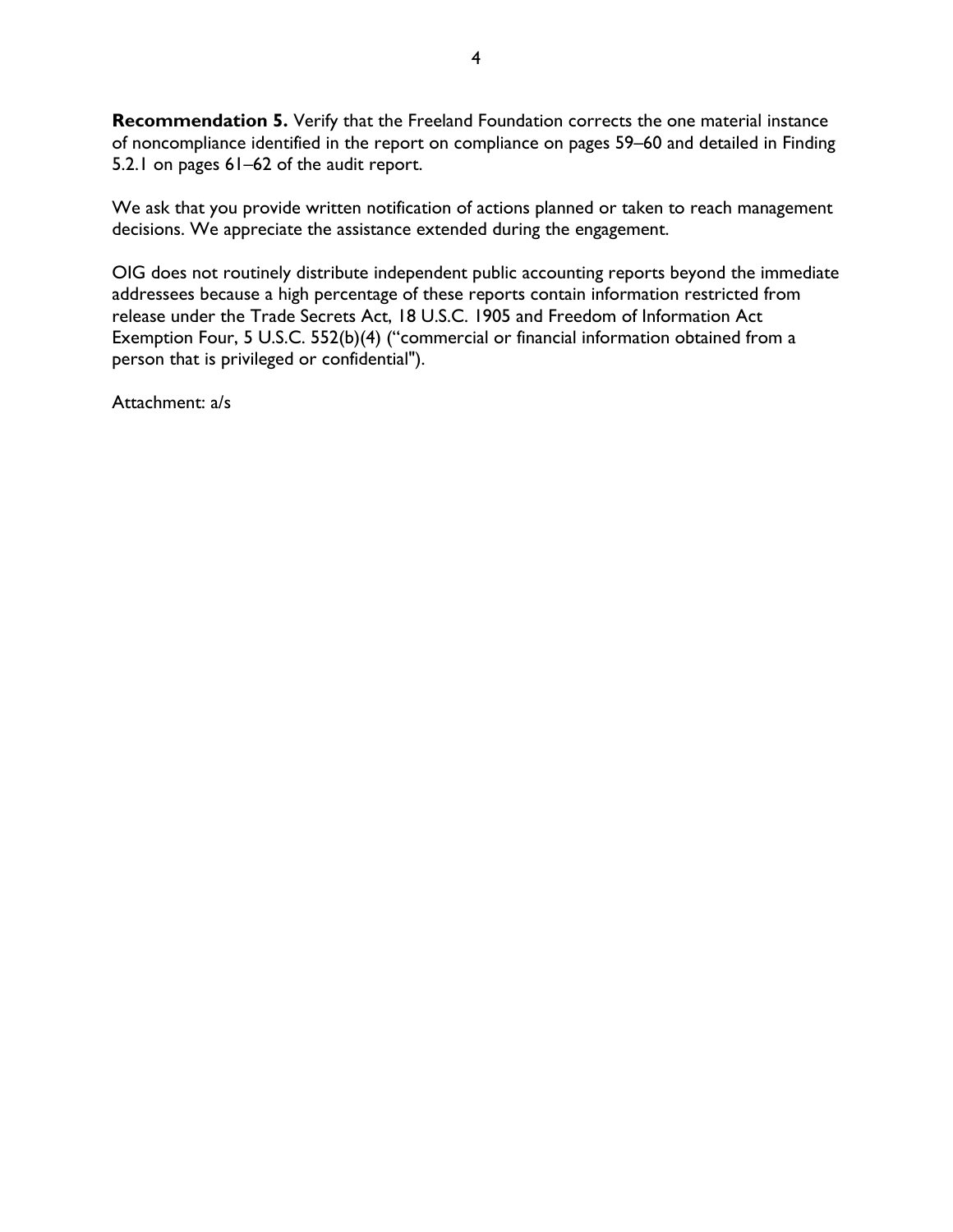**Recommendation 5.** Verify that the Freeland Foundation corrects the one material instance of noncompliance identified in the report on compliance on pages 59–60 and detailed in Finding 5.2.1 on pages 61–62 of the audit report.

We ask that you provide written notification of actions planned or taken to reach management decisions. We appreciate the assistance extended during the engagement.

OIG does not routinely distribute independent public accounting reports beyond the immediate addressees because a high percentage of these reports contain information restricted from release under the Trade Secrets Act, 18 U.S.C. 1905 and Freedom of Information Act Exemption Four, 5 U.S.C. 552(b)(4) ("commercial or financial information obtained from a person that is privileged or confidential").

Attachment: a/s